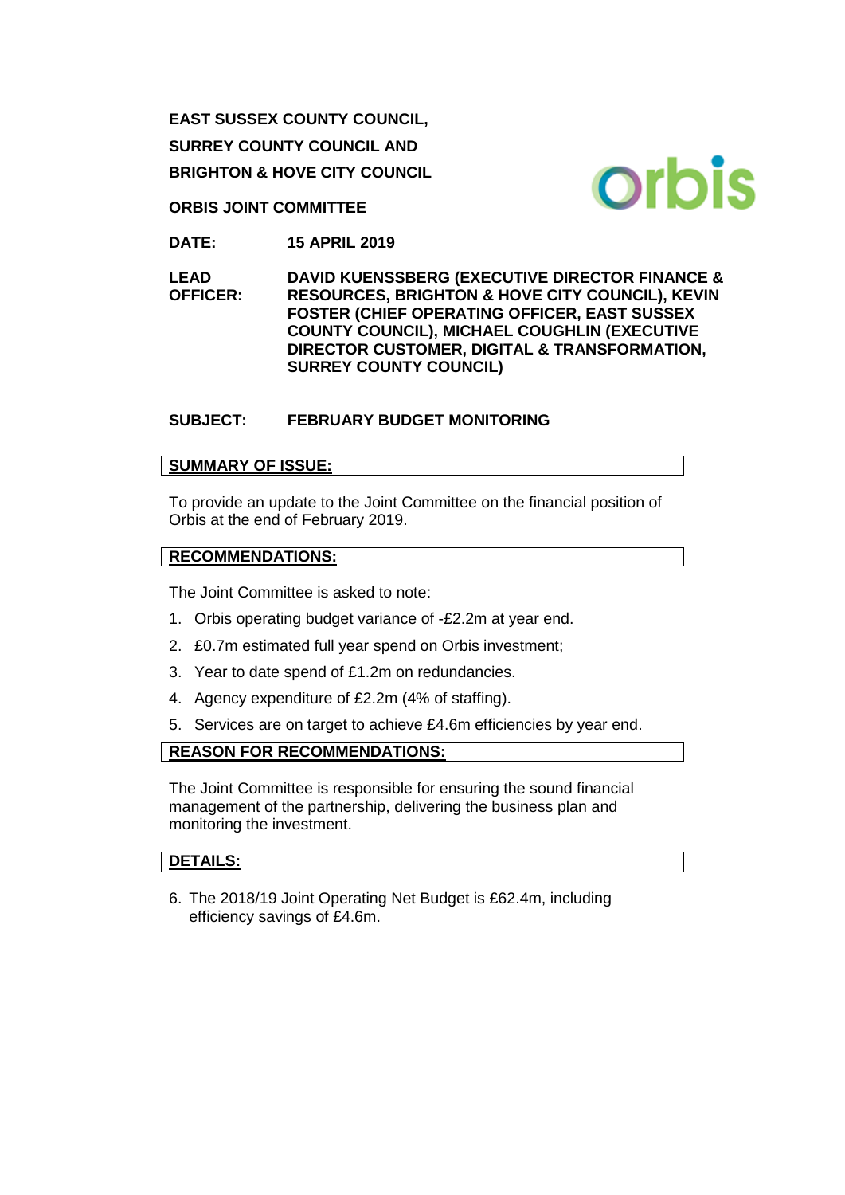**EAST SUSSEX COUNTY COUNCIL,**

**SURREY COUNTY COUNCIL AND**

**BRIGHTON & HOVE CITY COUNCIL**

**ORBIS JOINT COMMITTEE**

**DATE:** **15 APRIL 2019**

**LEAD OFFICER:** **DAVID KUENSSBERG (EXECUTIVE DIRECTOR FINANCE & RESOURCES, BRIGHTON & HOVE CITY COUNCIL), KEVIN FOSTER (CHIEF OPERATING OFFICER, EAST SUSSEX COUNTY COUNCIL), MICHAEL COUGHLIN (EXECUTIVE DIRECTOR CUSTOMER, DIGITAL & TRANSFORMATION, SURREY COUNTY COUNCIL)**

**SUBJECT:** **FEBRUARY BUDGET MONITORING**

## SUMMARY OF ISSUE:

To provide an update to the Joint Committee on the financial position of Orbis at the end of February 2019.

## RECOMMENDATIONS:

The Joint Committee is asked to note:

1. Orbis operating budget variance of -£2.2m at year end.
2. £0.7m estimated full year spend on Orbis investment;
3. Year to date spend of £1.2m on redundancies.
4. Agency expenditure of £2.2m (4% of staffing).
5. Services are on target to achieve £4.6m efficiencies by year end.

## REASON FOR RECOMMENDATIONS:

The Joint Committee is responsible for ensuring the sound financial management of the partnership, delivering the business plan and monitoring the investment.

## DETAILS:

6. The 2018/19 Joint Operating Net Budget is £62.4m, including efficiency savings of £4.6m.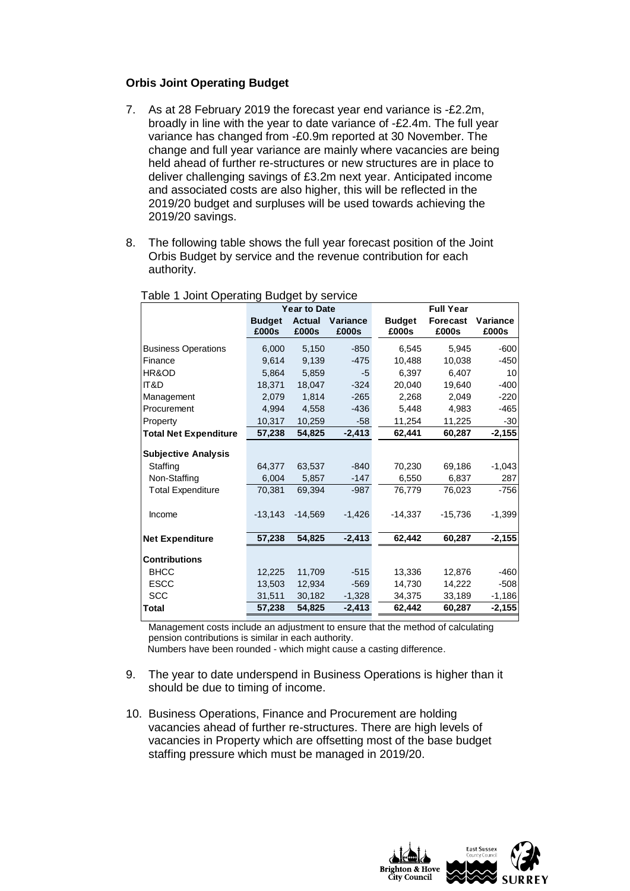**Orbis Joint Operating Budget**

7. As at 28 February 2019 the forecast year end variance is -£2.2m, broadly in line with the year to date variance of -£2.4m. The full year variance has changed from -£0.9m reported at 30 November. The change and full year variance are mainly where vacancies are being held ahead of further re-structures or new structures are in place to deliver challenging savings of £3.2m next year. Anticipated income and associated costs are also higher, this will be reflected in the 2019/20 budget and surpluses will be used towards achieving the 2019/20 savings.

8. The following table shows the full year forecast position of the Joint Orbis Budget by service and the revenue contribution for each authority.

Table 1 Joint Operating Budget by service

| | Year to Date | | | Full Year | | |
|---|---|---|---|---|---|---|
| | Budget £000s | Actual £000s | Variance £000s | Budget £000s | Forecast £000s | Variance £000s |
| Business Operations | 6,000 | 5,150 | -850 | 6,545 | 5,945 | -600 |
| Finance | 9,614 | 9,139 | -475 | 10,488 | 10,038 | -450 |
| HR&OD | 5,864 | 5,859 | -5 | 6,397 | 6,407 | 10 |
| IT&D | 18,371 | 18,047 | -324 | 20,040 | 19,640 | -400 |
| Management | 2,079 | 1,814 | -265 | 2,268 | 2,049 | -220 |
| Procurement | 4,994 | 4,558 | -436 | 5,448 | 4,983 | -465 |
| Property | 10,317 | 10,259 | -58 | 11,254 | 11,225 | -30 |
| **Total Net Expenditure** | **57,238** | **54,825** | **-2,413** | **62,441** | **60,287** | **-2,155** |
| **Subjective Analysis** | | | | | | |
| Staffing | 64,377 | 63,537 | -840 | 70,230 | 69,186 | -1,043 |
| Non-Staffing | 6,004 | 5,857 | -147 | 6,550 | 6,837 | 287 |
| Total Expenditure | 70,381 | 69,394 | -987 | 76,779 | 76,023 | -756 |
| Income | -13,143 | -14,569 | -1,426 | -14,337 | -15,736 | -1,399 |
| **Net Expenditure** | **57,238** | **54,825** | **-2,413** | **62,442** | **60,287** | **-2,155** |
| **Contributions** | | | | | | |
| BHCC | 12,225 | 11,709 | -515 | 13,336 | 12,876 | -460 |
| ESCC | 13,503 | 12,934 | -569 | 14,730 | 14,222 | -508 |
| SCC | 31,511 | 30,182 | -1,328 | 34,375 | 33,189 | -1,186 |
| **Total** | **57,238** | **54,825** | **-2,413** | **62,442** | **60,287** | **-2,155** |

Management costs include an adjustment to ensure that the method of calculating pension contributions is similar in each authority.
Numbers have been rounded - which might cause a casting difference.

9. The year to date underspend in Business Operations is higher than it should be due to timing of income.

10. Business Operations, Finance and Procurement are holding vacancies ahead of further re-structures. There are high levels of vacancies in Property which are offsetting most of the base budget staffing pressure which must be managed in 2019/20.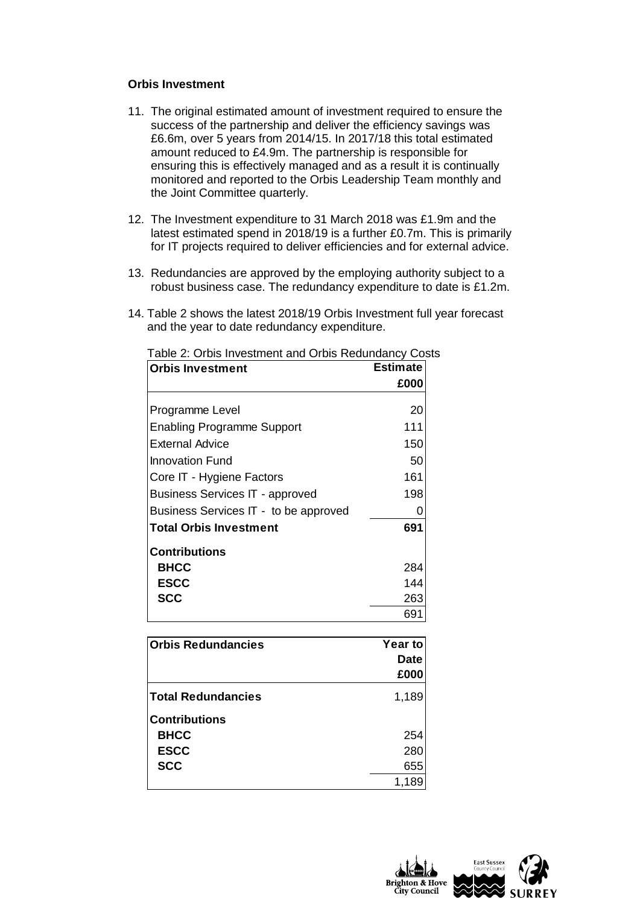**Orbis Investment**

11. The original estimated amount of investment required to ensure the success of the partnership and deliver the efficiency savings was £6.6m, over 5 years from 2014/15. In 2017/18 this total estimated amount reduced to £4.9m. The partnership is responsible for ensuring this is effectively managed and as a result it is continually monitored and reported to the Orbis Leadership Team monthly and the Joint Committee quarterly.

12. The Investment expenditure to 31 March 2018 was £1.9m and the latest estimated spend in 2018/19 is a further £0.7m. This is primarily for IT projects required to deliver efficiencies and for external advice.

13. Redundancies are approved by the employing authority subject to a robust business case. The redundancy expenditure to date is £1.2m.

14. Table 2 shows the latest 2018/19 Orbis Investment full year forecast and the year to date redundancy expenditure.

Table 2: Orbis Investment and Orbis Redundancy Costs

| **Orbis Investment** | **Estimate £000** |
|---|---|
| Programme Level | 20 |
| Enabling Programme Support | 111 |
| External Advice | 150 |
| Innovation Fund | 50 |
| Core IT - Hygiene Factors | 161 |
| Business Services IT - approved | 198 |
| Business Services IT - to be approved | 0 |
| **Total Orbis Investment** | **691** |
| **Contributions** | |
| **BHCC** | 284 |
| **ESCC** | 144 |
| **SCC** | 263 |
| | 691 |

| **Orbis Redundancies** | **Year to Date £000** |
|---|---|
| **Total Redundancies** | 1,189 |
| **Contributions** | |
| **BHCC** | 254 |
| **ESCC** | 280 |
| **SCC** | 655 |
| | 1,189 |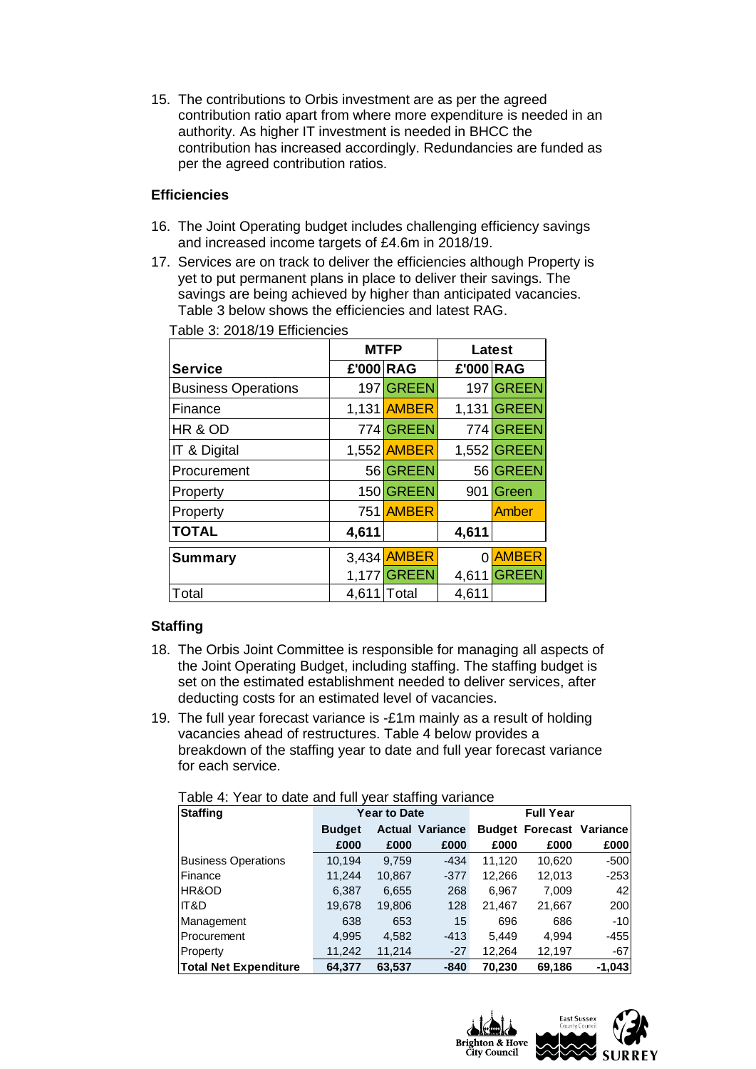15. The contributions to Orbis investment are as per the agreed contribution ratio apart from where more expenditure is needed in an authority. As higher IT investment is needed in BHCC the contribution has increased accordingly. Redundancies are funded as per the agreed contribution ratios.

### Efficiencies

16. The Joint Operating budget includes challenging efficiency savings and increased income targets of £4.6m in 2018/19.
17. Services are on track to deliver the efficiencies although Property is yet to put permanent plans in place to deliver their savings. The savings are being achieved by higher than anticipated vacancies. Table 3 below shows the efficiencies and latest RAG.

Table 3: 2018/19 Efficiencies

| | MTFP | | Latest | |
|---|---|---|---|---|
| **Service** | **£'000** | **RAG** | **£'000** | **RAG** |
| Business Operations | 197 | GREEN | 197 | GREEN |
| Finance | 1,131 | AMBER | 1,131 | GREEN |
| HR & OD | 774 | GREEN | 774 | GREEN |
| IT & Digital | 1,552 | AMBER | 1,552 | GREEN |
| Procurement | 56 | GREEN | 56 | GREEN |
| Property | 150 | GREEN | 901 | Green |
| Property | 751 | AMBER | | Amber |
| **TOTAL** | **4,611** | | **4,611** | |
| **Summary** | 3,434 | AMBER | 0 | AMBER |
| | 1,177 | GREEN | 4,611 | GREEN |
| Total | 4,611 | Total | 4,611 | |

### Staffing

18. The Orbis Joint Committee is responsible for managing all aspects of the Joint Operating Budget, including staffing. The staffing budget is set on the estimated establishment needed to deliver services, after deducting costs for an estimated level of vacancies.
19. The full year forecast variance is -£1m mainly as a result of holding vacancies ahead of restructures. Table 4 below provides a breakdown of the staffing year to date and full year forecast variance for each service.

Table 4: Year to date and full year staffing variance

| **Staffing** | **Year to Date** | | | **Full Year** | | |
|---|---|---|---|---|---|---|
| | **Budget** | **Actual** | **Variance** | **Budget** | **Forecast** | **Variance** |
| | **£000** | **£000** | **£000** | **£000** | **£000** | **£000** |
| Business Operations | 10,194 | 9,759 | -434 | 11,120 | 10,620 | -500 |
| Finance | 11,244 | 10,867 | -377 | 12,266 | 12,013 | -253 |
| HR&OD | 6,387 | 6,655 | 268 | 6,967 | 7,009 | 42 |
| IT&D | 19,678 | 19,806 | 128 | 21,467 | 21,667 | 200 |
| Management | 638 | 653 | 15 | 696 | 686 | -10 |
| Procurement | 4,995 | 4,582 | -413 | 5,449 | 4,994 | -455 |
| Property | 11,242 | 11,214 | -27 | 12,264 | 12,197 | -67 |
| **Total Net Expenditure** | **64,377** | **63,537** | **-840** | **70,230** | **69,186** | **-1,043** |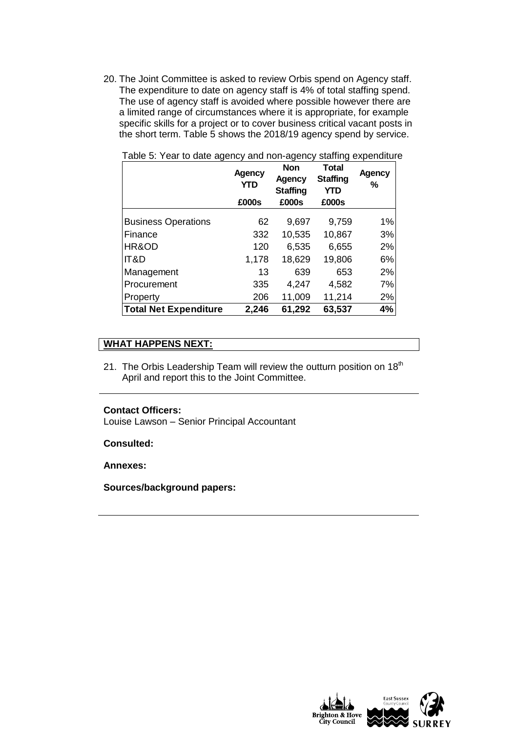20. The Joint Committee is asked to review Orbis spend on Agency staff. The expenditure to date on agency staff is 4% of total staffing spend. The use of agency staff is avoided where possible however there are a limited range of circumstances where it is appropriate, for example specific skills for a project or to cover business critical vacant posts in the short term. Table 5 shows the 2018/19 agency spend by service.

Table 5: Year to date agency and non-agency staffing expenditure

| | Agency YTD £000s | Non Agency Staffing £000s | Total Staffing YTD £000s | Agency % |
|---|---|---|---|---|
| Business Operations | 62 | 9,697 | 9,759 | 1% |
| Finance | 332 | 10,535 | 10,867 | 3% |
| HR&OD | 120 | 6,535 | 6,655 | 2% |
| IT&D | 1,178 | 18,629 | 19,806 | 6% |
| Management | 13 | 639 | 653 | 2% |
| Procurement | 335 | 4,247 | 4,582 | 7% |
| Property | 206 | 11,009 | 11,214 | 2% |
| **Total Net Expenditure** | **2,246** | **61,292** | **63,537** | **4%** |

**WHAT HAPPENS NEXT:**

21. The Orbis Leadership Team will review the outturn position on 18th April and report this to the Joint Committee.

---

**Contact Officers:**
Louise Lawson – Senior Principal Accountant

**Consulted:**

**Annexes:**

**Sources/background papers:**